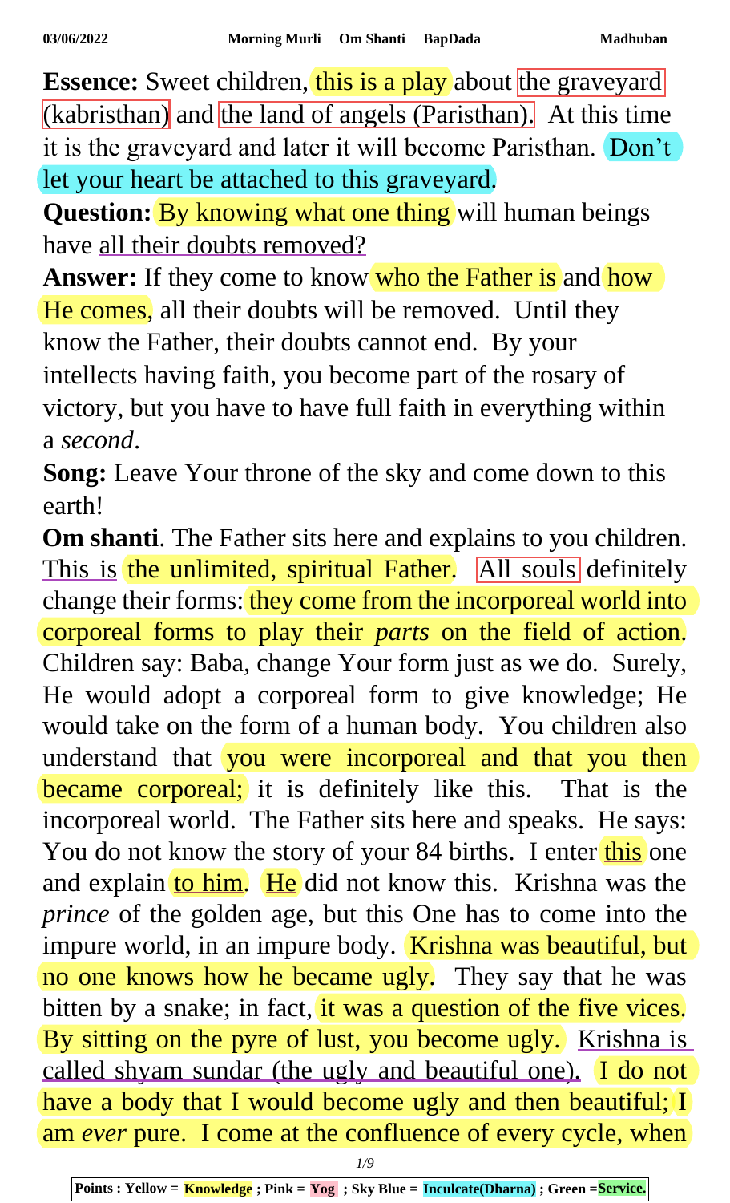**Essence:** Sweet children, this is a play about the graveyard (kabristhan) and the land of angels (Paristhan). At this time it is the graveyard and later it will become Paristhan. Don't let your heart be attached to this graveyard.

**Question:** By knowing what one thing will human beings have all their doubts removed?

**Answer:** If they come to know who the Father is and how He comes, all their doubts will be removed. Until they know the Father, their doubts cannot end. By your intellects having faith, you become part of the rosary of victory, but you have to have full faith in everything within a *second*.

**Song:** Leave Your throne of the sky and come down to this earth!

**Om shanti**. The Father sits here and explains to you children. This is the unlimited, spiritual Father. All souls definitely change their forms: they come from the incorporeal world into corporeal forms to play their *parts* on the field of action. Children say: Baba, change Your form just as we do. Surely, He would adopt a corporeal form to give knowledge; He would take on the form of a human body. You children also understand that you were incorporeal and that you then became corporeal; it is definitely like this. That is the incorporeal world. The Father sits here and speaks. He says: You do not know the story of your 84 births. I enter this one and explain to him. He did not know this. Krishna was the *prince* of the golden age, but this One has to come into the impure world, in an impure body. Krishna was beautiful, but no one knows how he became ugly. They say that he was bitten by a snake; in fact, it was a question of the five vices. By sitting on the pyre of lust, you become ugly. Krishna is called shyam sundar (the ugly and beautiful one). I do not have a body that I would become ugly and then beautiful; I am *ever* pure. I come at the confluence of every cycle, when

Points : Yellow = Knowledge ; Pink = Yog ; Sky Blue = Inculcate(Dharna) ; Green =Service.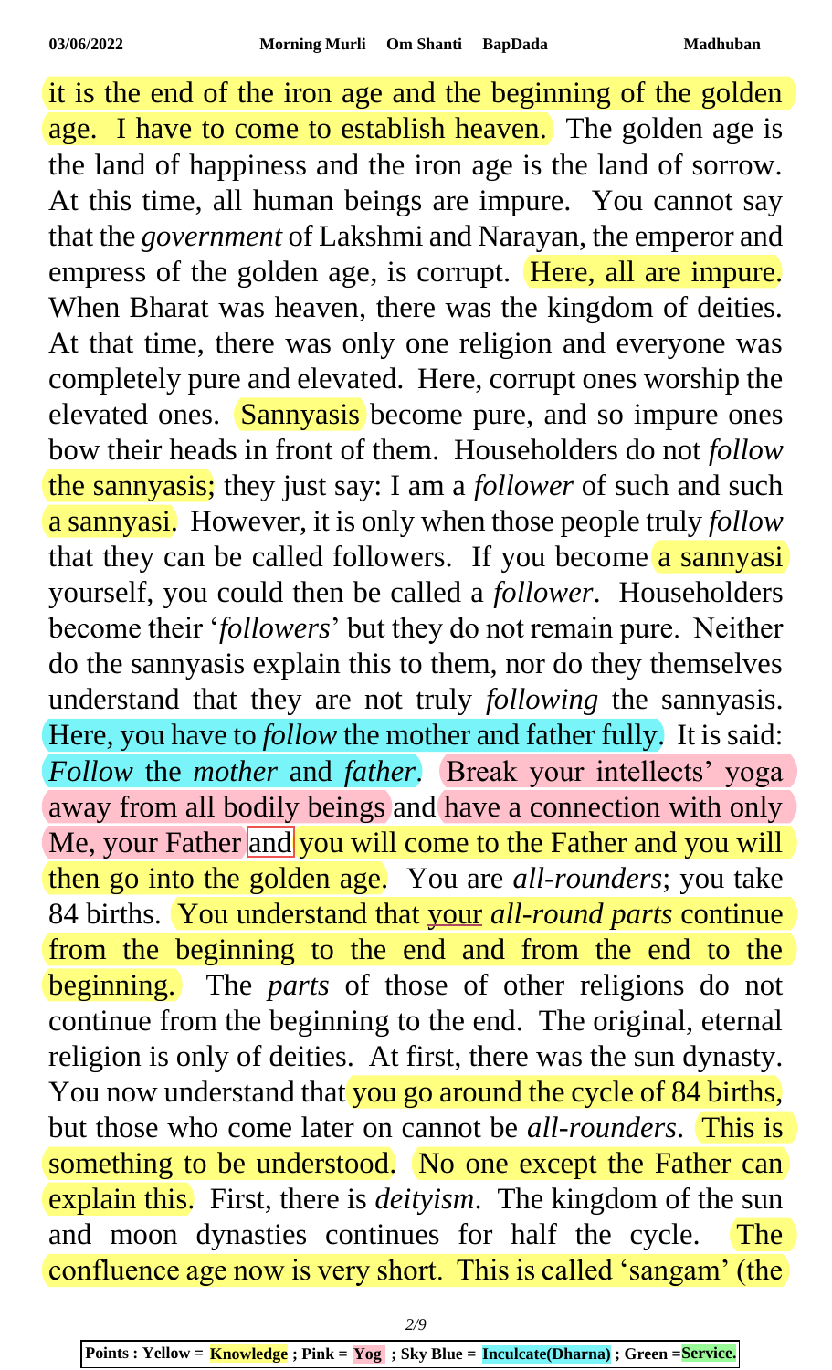it is the end of the iron age and the beginning of the golden age. I have to come to establish heaven. The golden age is the land of happiness and the iron age is the land of sorrow. At this time, all human beings are impure. You cannot say that the *government* of Lakshmi and Narayan, the emperor and empress of the golden age, is corrupt. Here, all are impure. When Bharat was heaven, there was the kingdom of deities. At that time, there was only one religion and everyone was completely pure and elevated. Here, corrupt ones worship the elevated ones. Sannyasis become pure, and so impure ones bow their heads in front of them. Householders do not *follow* the sannyasis; they just say: I am a *follower* of such and such a sannyasi. However, it is only when those people truly *follow* that they can be called followers. If you become a sannyasi yourself, you could then be called a *follower*. Householders become their '*followers*' but they do not remain pure. Neither do the sannyasis explain this to them, nor do they themselves understand that they are not truly *following* the sannyasis. Here, you have to *follow* the mother and father fully. It is said: *Follow* the *mother* and *father*. Break your intellects' yoga away from all bodily beings and have a connection with only Me, your Father and you will come to the Father and you will then go into the golden age. You are *all-rounders*; you take 84 births. You understand that your *all-round parts* continue from the beginning to the end and from the end to the beginning. The *parts* of those of other religions do not continue from the beginning to the end. The original, eternal religion is only of deities. At first, there was the sun dynasty. You now understand that you go around the cycle of 84 births, but those who come later on cannot be *all-rounders*. This is something to be understood. No one except the Father can explain this. First, there is *deityism*. The kingdom of the sun and moon dynasties continues for half the cycle. The confluence age now is very short. This is called 'sangam' (the

**Points : Yellow = Knowledge ; Pink = Yog ; Sky Blue = Inculcate(Dharna) ; Green =Service.**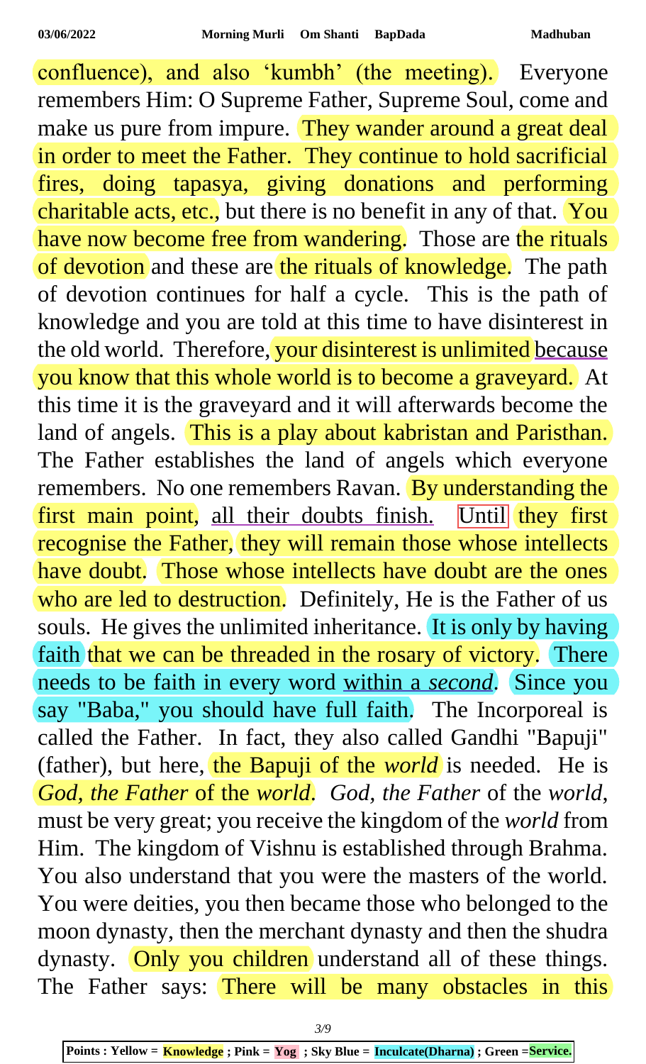confluence), and also 'kumbh' (the meeting). Everyone remembers Him: O Supreme Father, Supreme Soul, come and make us pure from impure. They wander around a great deal in order to meet the Father. They continue to hold sacrificial fires, doing tapasya, giving donations and performing charitable acts, etc., but there is no benefit in any of that. You have now become free from wandering. Those are the rituals of devotion and these are the rituals of knowledge. The path of devotion continues for half a cycle. This is the path of knowledge and you are told at this time to have disinterest in the old world. Therefore, your disinterest is unlimited because you know that this whole world is to become a graveyard. At this time it is the graveyard and it will afterwards become the land of angels. This is a play about kabristan and Paristhan. The Father establishes the land of angels which everyone remembers. No one remembers Ravan. By understanding the first main point, all their doubts finish. Until they first recognise the Father, they will remain those whose intellects have doubt. Those whose intellects have doubt are the ones who are led to destruction. Definitely, He is the Father of us souls. He gives the unlimited inheritance. It is only by having faith that we can be threaded in the rosary of victory. There needs to be faith in every word within a *second*. Since you say "Baba," you should have full faith. The Incorporeal is called the Father. In fact, they also called Gandhi "Bapuji" (father), but here, the Bapuji of the *world* is needed. He is *God, the Father* of the *world*. *God, the Father* of the *world*, must be very great; you receive the kingdom of the *world* from Him. The kingdom of Vishnu is established through Brahma. You also understand that you were the masters of the world. You were deities, you then became those who belonged to the moon dynasty, then the merchant dynasty and then the shudra dynasty. Only you children understand all of these things. The Father says: There will be many obstacles in this

Points : Yellow = Knowledge ; Pink = Yog ; Sky Blue = Inculcate(Dharna) ; Green =Service.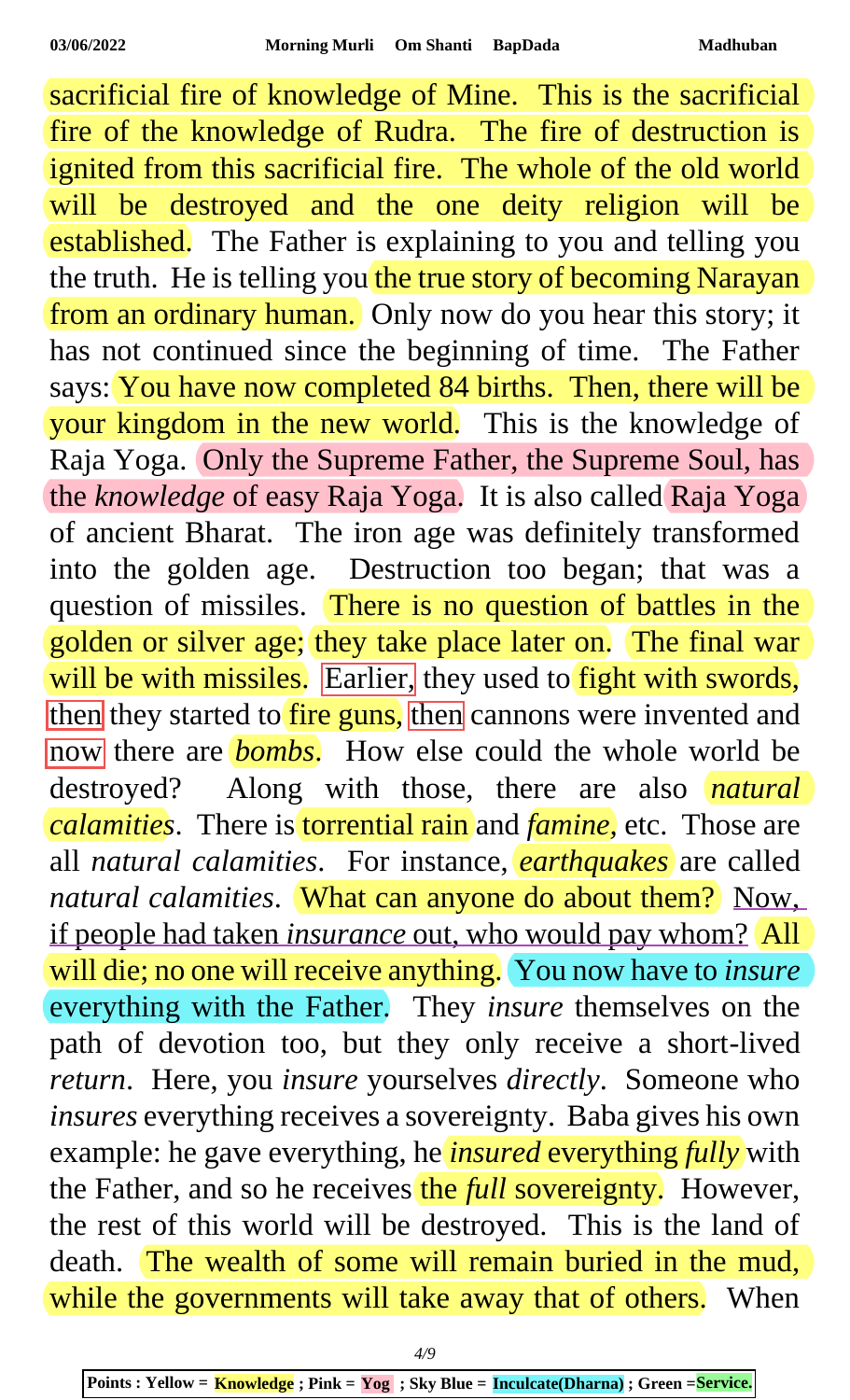sacrificial fire of knowledge of Mine. This is the sacrificial fire of the knowledge of Rudra. The fire of destruction is ignited from this sacrificial fire. The whole of the old world will be destroyed and the one deity religion will be established. The Father is explaining to you and telling you the truth. He is telling you the true story of becoming Narayan from an ordinary human. Only now do you hear this story; it has not continued since the beginning of time. The Father says: You have now completed 84 births. Then, there will be your kingdom in the new world. This is the knowledge of Raja Yoga. Only the Supreme Father, the Supreme Soul, has the *knowledge* of easy Raja Yoga. It is also called Raja Yoga of ancient Bharat. The iron age was definitely transformed into the golden age. Destruction too began; that was a question of missiles. There is no question of battles in the golden or silver age; they take place later on. The final war will be with missiles. Earlier, they used to fight with swords, then they started to fire guns, then cannons were invented and now there are *bombs*. How else could the whole world be destroyed? Along with those, there are also *natural calamities*. There is torrential rain and *famine*, etc. Those are all *natural calamities*. For instance, *earthquakes* are called *natural calamities*. What can anyone do about them? Now, if people had taken *insurance* out, who would pay whom? All will die; no one will receive anything. You now have to *insure* everything with the Father. They *insure* themselves on the path of devotion too, but they only receive a short-lived *return*. Here, you *insure* yourselves *directly*. Someone who *insures* everything receives a sovereignty. Baba gives his own example: he gave everything, he *insured* everything *fully* with the Father, and so he receives the *full* sovereignty. However, the rest of this world will be destroyed. This is the land of death. The wealth of some will remain buried in the mud, while the governments will take away that of others. When

Points : Yellow = Knowledge ; Pink = Yog ; Sky Blue = Inculcate(Dharna) ; Green =Service.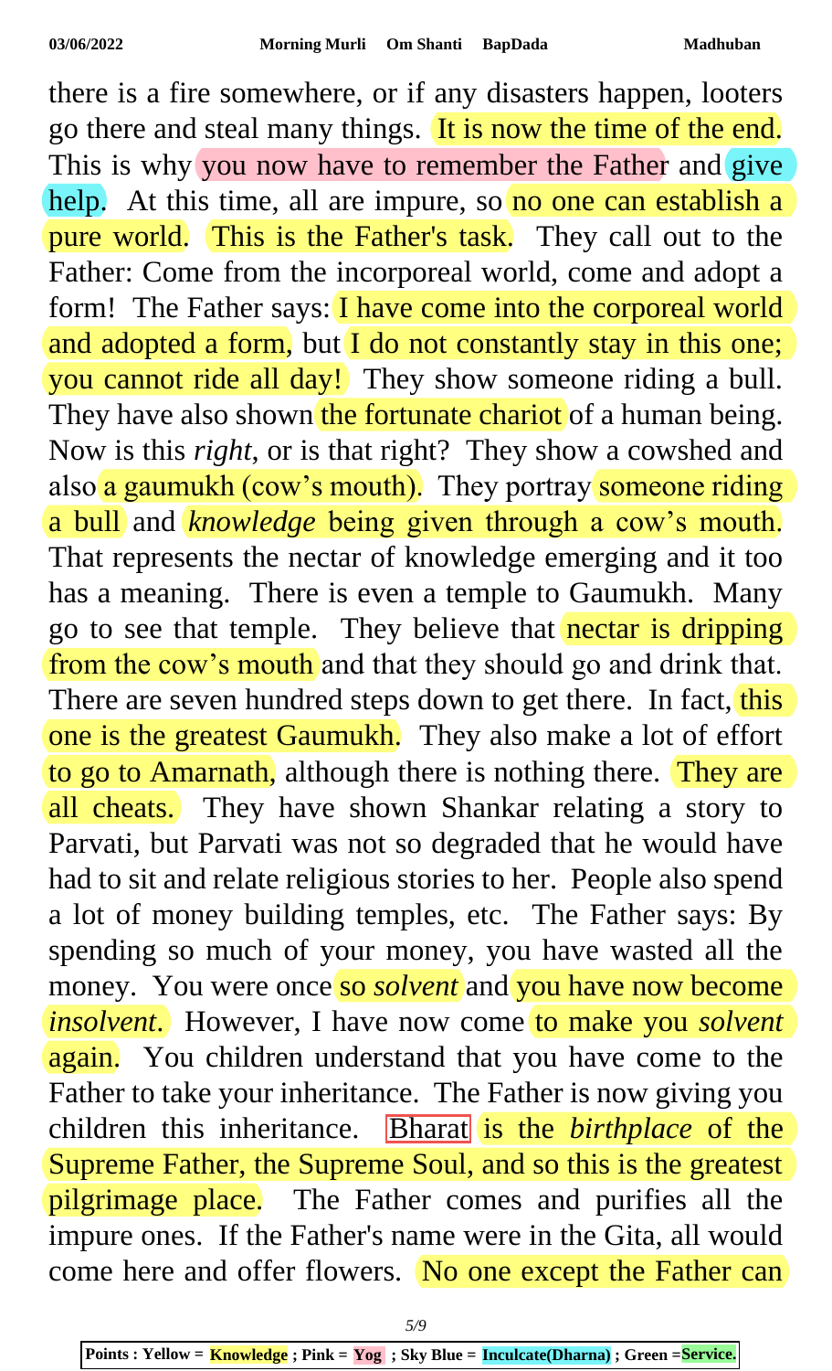there is a fire somewhere, or if any disasters happen, looters go there and steal many things. It is now the time of the end. This is why you now have to remember the Father and give help. At this time, all are impure, so no one can establish a pure world. This is the Father's task. They call out to the Father: Come from the incorporeal world, come and adopt a form! The Father says: I have come into the corporeal world and adopted a form, but I do not constantly stay in this one; you cannot ride all day! They show someone riding a bull. They have also shown the fortunate chariot of a human being. Now is this *right*, or is that right? They show a cowshed and also a gaumukh (cow's mouth). They portray someone riding a bull and *knowledge* being given through a cow's mouth. That represents the nectar of knowledge emerging and it too has a meaning. There is even a temple to Gaumukh. Many go to see that temple. They believe that nectar is dripping from the cow's mouth and that they should go and drink that. There are seven hundred steps down to get there. In fact, this one is the greatest Gaumukh. They also make a lot of effort to go to Amarnath, although there is nothing there. They are all cheats. They have shown Shankar relating a story to Parvati, but Parvati was not so degraded that he would have had to sit and relate religious stories to her. People also spend a lot of money building temples, etc. The Father says: By spending so much of your money, you have wasted all the money. You were once so *solvent* and you have now become *insolvent*. However, I have now come to make you *solvent* again. You children understand that you have come to the Father to take your inheritance. The Father is now giving you children this inheritance. Bharat is the *birthplace* of the Supreme Father, the Supreme Soul, and so this is the greatest pilgrimage place. The Father comes and purifies all the impure ones. If the Father's name were in the Gita, all would come here and offer flowers. No one except the Father can

**Points : Yellow = Knowledge ; Pink = Yog ; Sky Blue = Inculcate(Dharna) ; Green =Service.**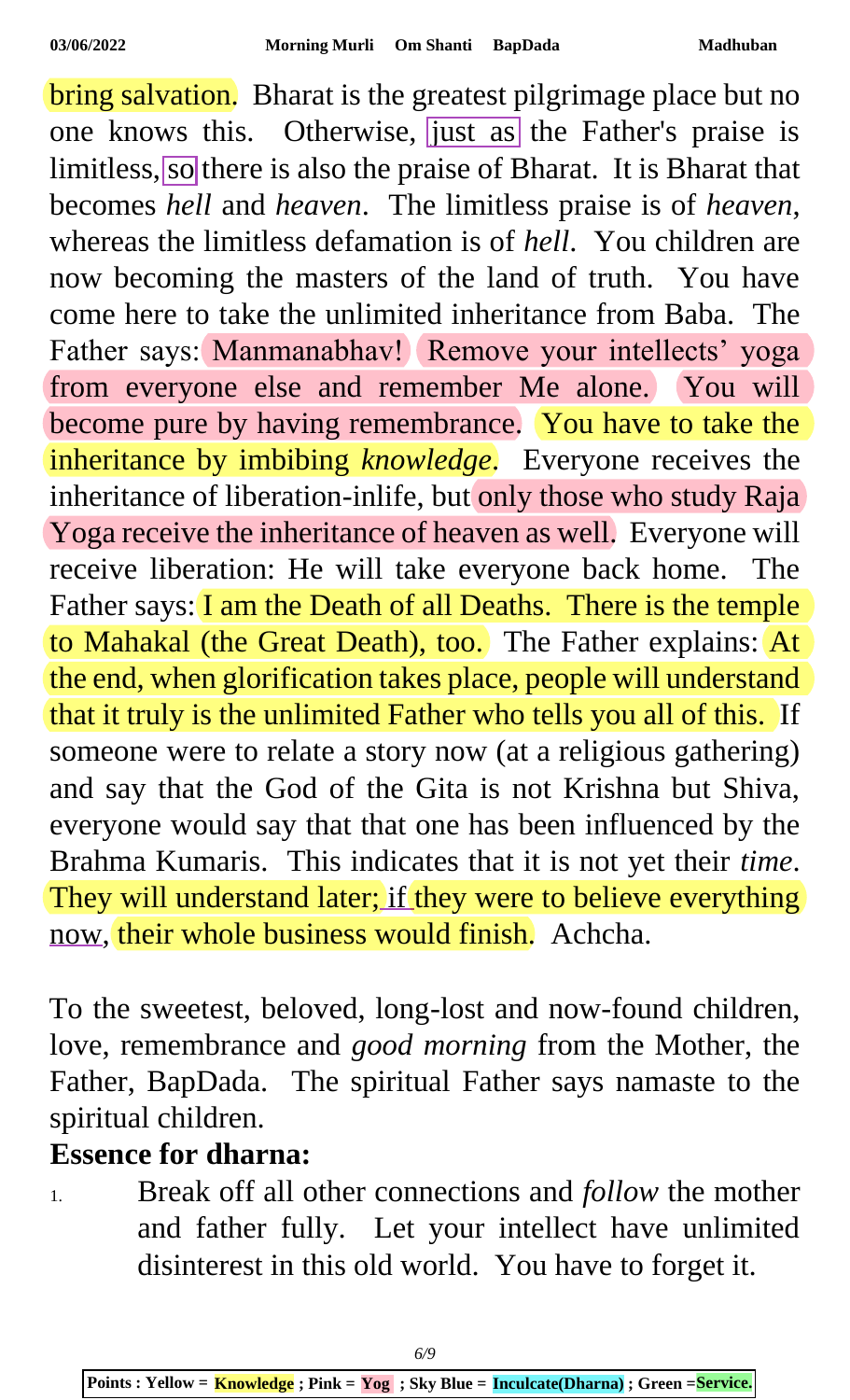bring salvation. Bharat is the greatest pilgrimage place but no one knows this. Otherwise, just as the Father's praise is limitless, so there is also the praise of Bharat. It is Bharat that becomes *hell* and *heaven*. The limitless praise is of *heaven*, whereas the limitless defamation is of *hell*. You children are now becoming the masters of the land of truth. You have come here to take the unlimited inheritance from Baba. The Father says: Manmanabhav! Remove your intellects' yoga from everyone else and remember Me alone. You will become pure by having remembrance. You have to take the inheritance by imbibing *knowledge*. Everyone receives the inheritance of liberation-inlife, but only those who study Raja Yoga receive the inheritance of heaven as well. Everyone will receive liberation: He will take everyone back home. The Father says: I am the Death of all Deaths. There is the temple to Mahakal (the Great Death), too. The Father explains: At the end, when glorification takes place, people will understand that it truly is the unlimited Father who tells you all of this. If someone were to relate a story now (at a religious gathering) and say that the God of the Gita is not Krishna but Shiva, everyone would say that that one has been influenced by the Brahma Kumaris. This indicates that it is not yet their *time*. They will understand later; if they were to believe everything now, their whole business would finish. Achcha.

To the sweetest, beloved, long-lost and now-found children, love, remembrance and *good morning* from the Mother, the Father, BapDada. The spiritual Father says namaste to the spiritual children.

**Essence for dharna:**

1. Break off all other connections and *follow* the mother and father fully. Let your intellect have unlimited disinterest in this old world. You have to forget it.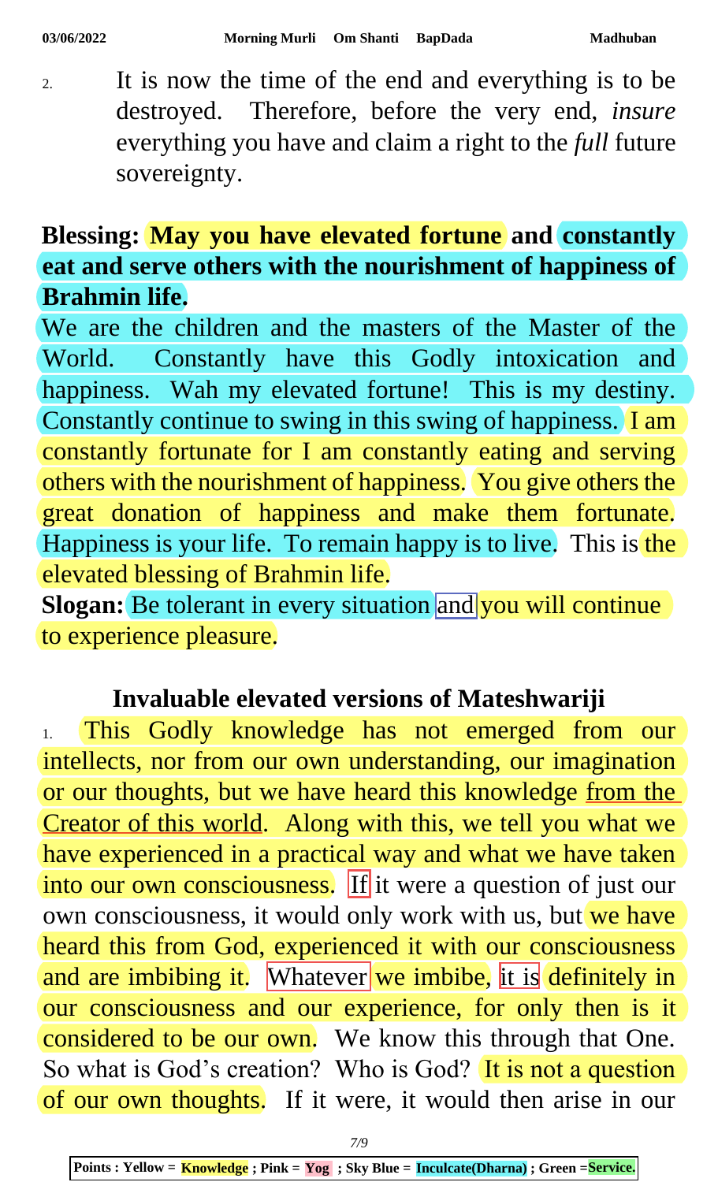2. It is now the time of the end and everything is to be destroyed. Therefore, before the very end, *insure* everything you have and claim a right to the *full* future sovereignty.

**Blessing: May you have elevated fortune and constantly eat and serve others with the nourishment of happiness of Brahmin life.**

We are the children and the masters of the Master of the World. Constantly have this Godly intoxication and happiness. Wah my elevated fortune! This is my destiny. Constantly continue to swing in this swing of happiness. I am constantly fortunate for I am constantly eating and serving others with the nourishment of happiness. You give others the great donation of happiness and make them fortunate. Happiness is your life. To remain happy is to live. This is the elevated blessing of Brahmin life.

**Slogan:** Be tolerant in every situation and you will continue to experience pleasure.

### Invaluable elevated versions of Mateshwariji

1. This Godly knowledge has not emerged from our intellects, nor from our own understanding, our imagination or our thoughts, but we have heard this knowledge from the Creator of this world. Along with this, we tell you what we have experienced in a practical way and what we have taken into our own consciousness. If it were a question of just our own consciousness, it would only work with us, but we have heard this from God, experienced it with our consciousness and are imbibing it. Whatever we imbibe, it is definitely in our consciousness and our experience, for only then is it considered to be our own. We know this through that One. So what is God's creation? Who is God? It is not a question of our own thoughts. If it were, it would then arise in our

Points : Yellow = Knowledge ; Pink = Yog ; Sky Blue = Inculcate(Dharna) ; Green =Service.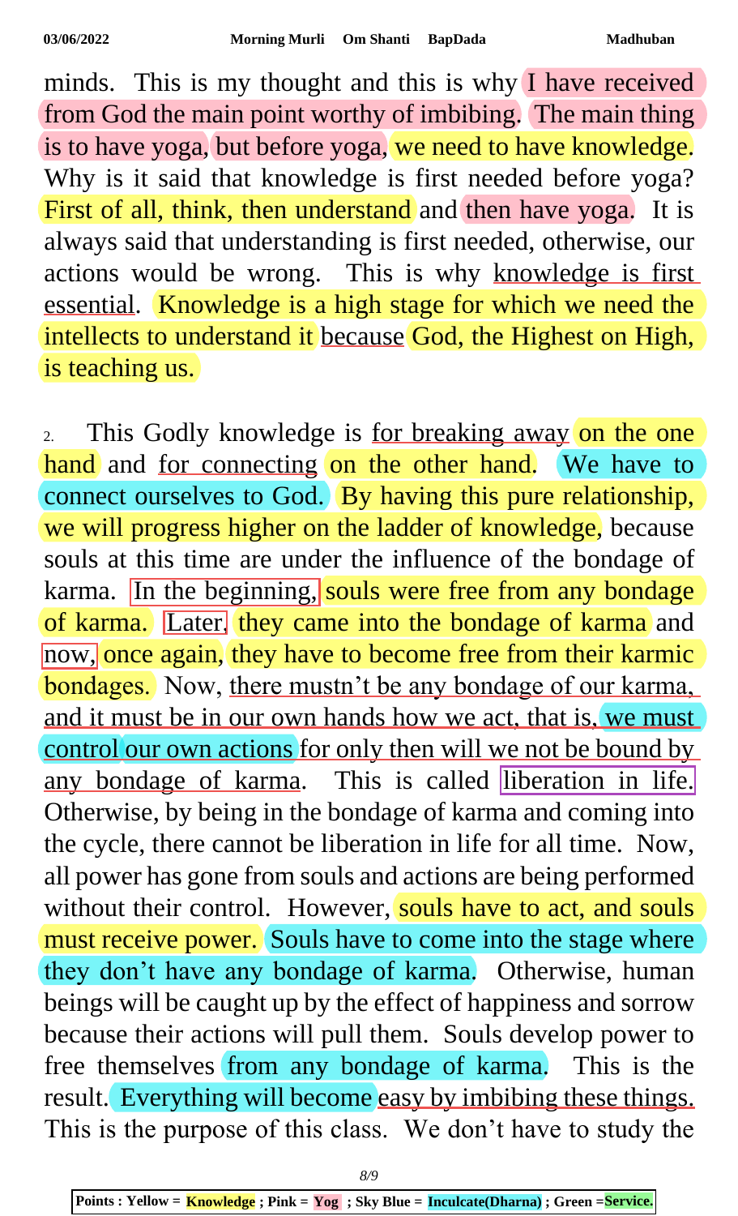minds. This is my thought and this is why I have received from God the main point worthy of imbibing. The main thing is to have yoga, but before yoga, we need to have knowledge. Why is it said that knowledge is first needed before yoga? First of all, think, then understand and then have yoga. It is always said that understanding is first needed, otherwise, our actions would be wrong. This is why knowledge is first essential. Knowledge is a high stage for which we need the intellects to understand it because God, the Highest on High, is teaching us.

2. This Godly knowledge is for breaking away on the one hand and for connecting on the other hand. We have to connect ourselves to God. By having this pure relationship, we will progress higher on the ladder of knowledge, because souls at this time are under the influence of the bondage of karma. In the beginning, souls were free from any bondage of karma. Later, they came into the bondage of karma and now, once again, they have to become free from their karmic bondages. Now, there mustn't be any bondage of our karma, and it must be in our own hands how we act, that is, we must control our own actions for only then will we not be bound by any bondage of karma. This is called liberation in life. Otherwise, by being in the bondage of karma and coming into the cycle, there cannot be liberation in life for all time. Now, all power has gone from souls and actions are being performed without their control. However, souls have to act, and souls must receive power. Souls have to come into the stage where they don't have any bondage of karma. Otherwise, human beings will be caught up by the effect of happiness and sorrow because their actions will pull them. Souls develop power to free themselves from any bondage of karma. This is the result. Everything will become easy by imbibing these things. This is the purpose of this class. We don't have to study the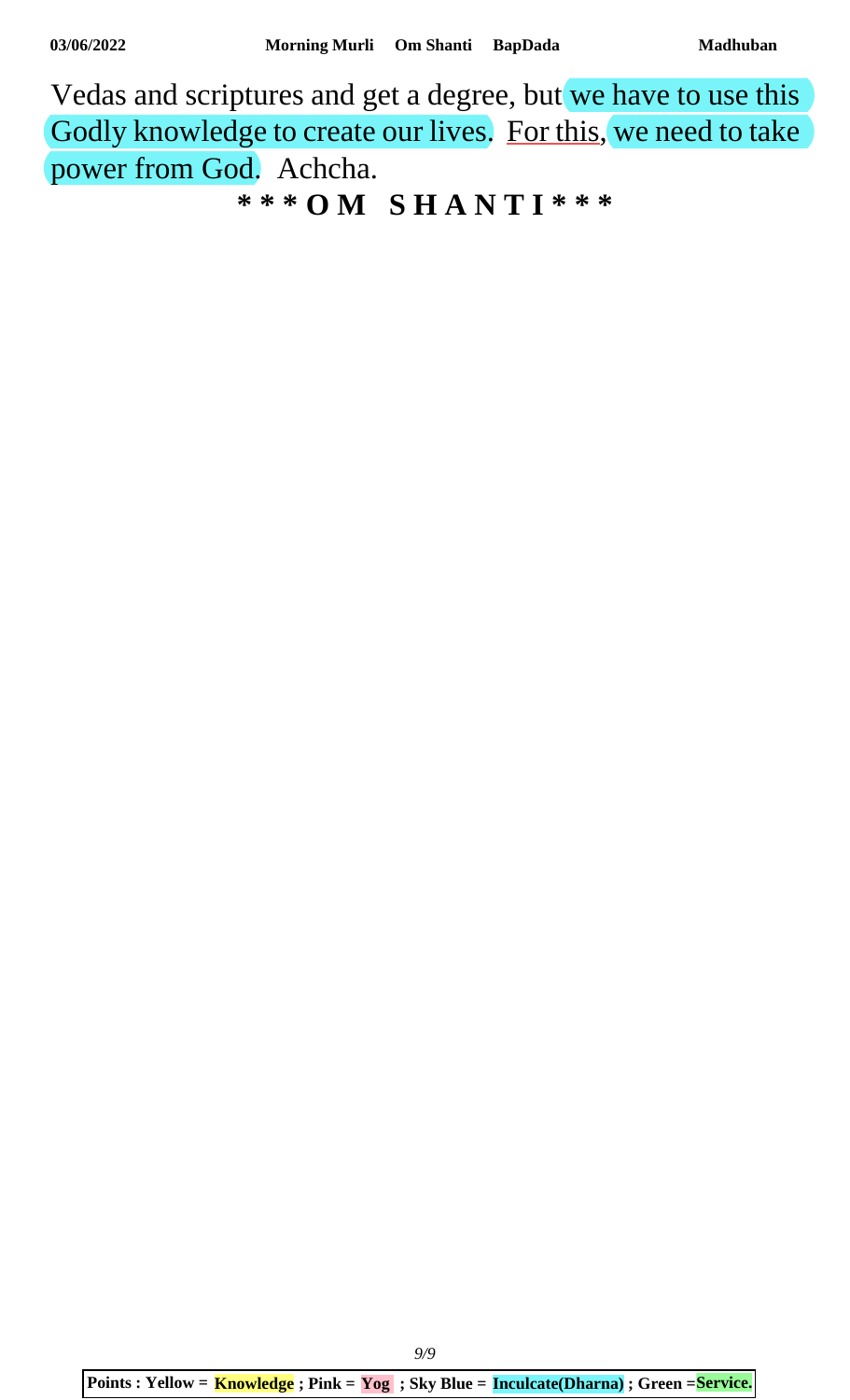Vedas and scriptures and get a degree, but we have to use this Godly knowledge to create our lives. For this, we need to take power from God. Achcha.

**\* \* \* O M   S H A N T I \* \* \***

**Points : Yellow = Knowledge ; Pink = Yog ; Sky Blue = Inculcate(Dharna) ; Green = Service.**